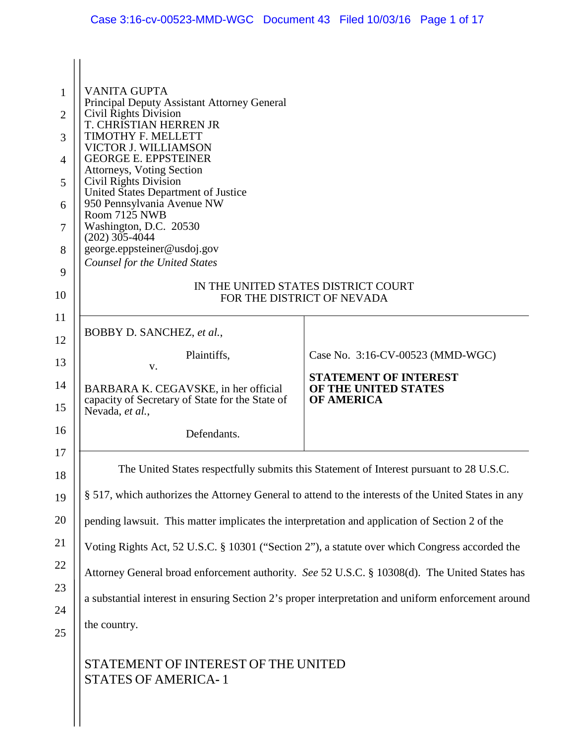VANITA GUPTA
Principal Deputy Assistant Attorney General
Civil Rights Division
T. CHRISTIAN HERREN JR
TIMOTHY F. MELLETT
VICTOR J. WILLIAMSON
GEORGE E. EPPSTEINER
Attorneys, Voting Section
Civil Rights Division
United States Department of Justice
950 Pennsylvania Avenue NW
Room 7125 NWB
Washington, D.C. 20530
(202) 305-4044
george.eppsteiner@usdoj.gov
*Counsel for the United States*

IN THE UNITED STATES DISTRICT COURT
FOR THE DISTRICT OF NEVADA

| | |
|---|---|
| BOBBY D. SANCHEZ, *et al.*,<br><br>Plaintiffs,<br>v.<br><br>BARBARA K. CEGAVSKE, in her official capacity of Secretary of State for the State of Nevada, *et al.*,<br><br>Defendants. | Case No. 3:16-CV-00523 (MMD-WGC)<br><br>**STATEMENT OF INTEREST OF THE UNITED STATES OF AMERICA** |

The United States respectfully submits this Statement of Interest pursuant to 28 U.S.C. § 517, which authorizes the Attorney General to attend to the interests of the United States in any pending lawsuit. This matter implicates the interpretation and application of Section 2 of the Voting Rights Act, 52 U.S.C. § 10301 ("Section 2"), a statute over which Congress accorded the Attorney General broad enforcement authority. *See* 52 U.S.C. § 10308(d). The United States has a substantial interest in ensuring Section 2's proper interpretation and uniform enforcement around the country.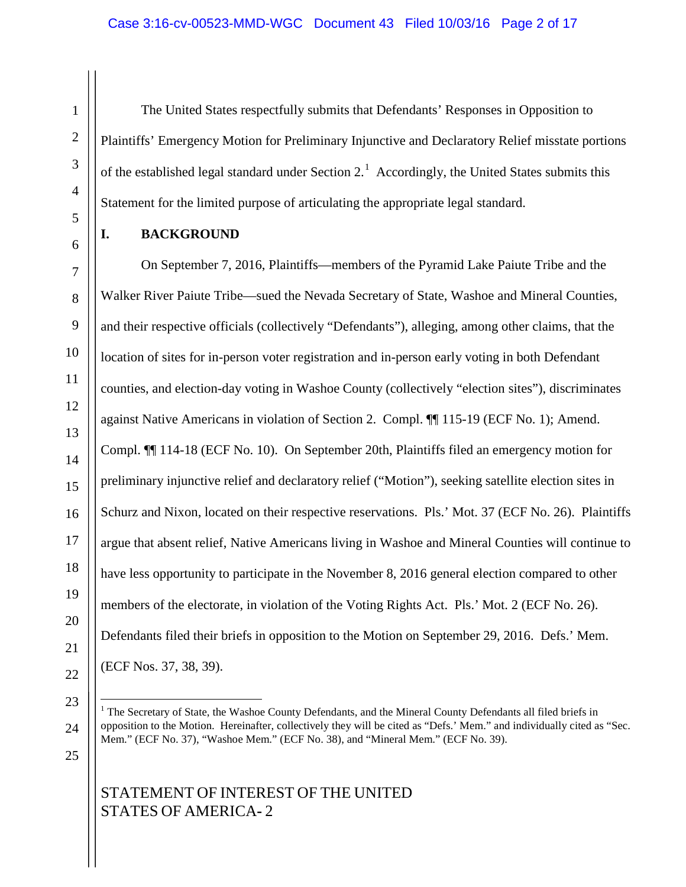The United States respectfully submits that Defendants' Responses in Opposition to Plaintiffs' Emergency Motion for Preliminary Injunctive and Declaratory Relief misstate portions of the established legal standard under Section 2.[1] Accordingly, the United States submits this Statement for the limited purpose of articulating the appropriate legal standard.

## I. BACKGROUND

On September 7, 2016, Plaintiffs—members of the Pyramid Lake Paiute Tribe and the Walker River Paiute Tribe—sued the Nevada Secretary of State, Washoe and Mineral Counties, and their respective officials (collectively "Defendants"), alleging, among other claims, that the location of sites for in-person voter registration and in-person early voting in both Defendant counties, and election-day voting in Washoe County (collectively "election sites"), discriminates against Native Americans in violation of Section 2. Compl. ¶¶ 115-19 (ECF No. 1); Amend. Compl. ¶¶ 114-18 (ECF No. 10). On September 20th, Plaintiffs filed an emergency motion for preliminary injunctive relief and declaratory relief ("Motion"), seeking satellite election sites in Schurz and Nixon, located on their respective reservations. Pls.' Mot. 37 (ECF No. 26). Plaintiffs argue that absent relief, Native Americans living in Washoe and Mineral Counties will continue to have less opportunity to participate in the November 8, 2016 general election compared to other members of the electorate, in violation of the Voting Rights Act. Pls.' Mot. 2 (ECF No. 26). Defendants filed their briefs in opposition to the Motion on September 29, 2016. Defs.' Mem. (ECF Nos. 37, 38, 39).

---

[1] The Secretary of State, the Washoe County Defendants, and the Mineral County Defendants all filed briefs in opposition to the Motion. Hereinafter, collectively they will be cited as "Defs.' Mem." and individually cited as "Sec. Mem." (ECF No. 37), "Washoe Mem." (ECF No. 38), and "Mineral Mem." (ECF No. 39).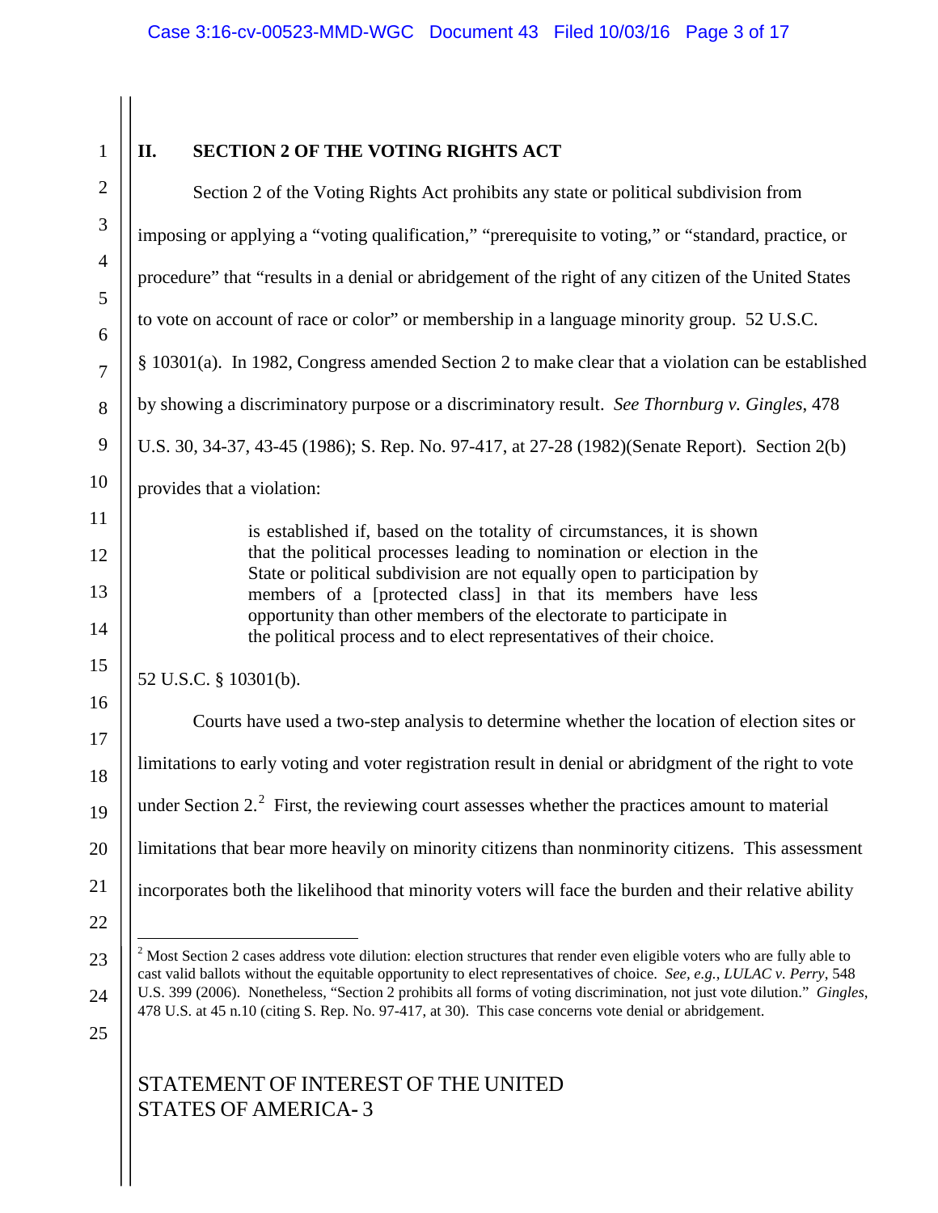## II. SECTION 2 OF THE VOTING RIGHTS ACT

Section 2 of the Voting Rights Act prohibits any state or political subdivision from imposing or applying a "voting qualification," "prerequisite to voting," or "standard, practice, or procedure" that "results in a denial or abridgement of the right of any citizen of the United States to vote on account of race or color" or membership in a language minority group. 52 U.S.C. § 10301(a). In 1982, Congress amended Section 2 to make clear that a violation can be established by showing a discriminatory purpose or a discriminatory result. *See Thornburg v. Gingles*, 478 U.S. 30, 34-37, 43-45 (1986); S. Rep. No. 97-417, at 27-28 (1982)(Senate Report). Section 2(b) provides that a violation:

> is established if, based on the totality of circumstances, it is shown that the political processes leading to nomination or election in the State or political subdivision are not equally open to participation by members of a [protected class] in that its members have less opportunity than other members of the electorate to participate in the political process and to elect representatives of their choice.

52 U.S.C. § 10301(b).

Courts have used a two-step analysis to determine whether the location of election sites or limitations to early voting and voter registration result in denial or abridgment of the right to vote under Section 2.[2] First, the reviewing court assesses whether the practices amount to material limitations that bear more heavily on minority citizens than nonminority citizens. This assessment incorporates both the likelihood that minority voters will face the burden and their relative ability

---

[2] Most Section 2 cases address vote dilution: election structures that render even eligible voters who are fully able to cast valid ballots without the equitable opportunity to elect representatives of choice. *See, e.g.*, *LULAC v. Perry*, 548 U.S. 399 (2006). Nonetheless, "Section 2 prohibits all forms of voting discrimination, not just vote dilution." *Gingles*, 478 U.S. at 45 n.10 (citing S. Rep. No. 97-417, at 30). This case concerns vote denial or abridgement.

STATEMENT OF INTEREST OF THE UNITED STATES OF AMERICA- 3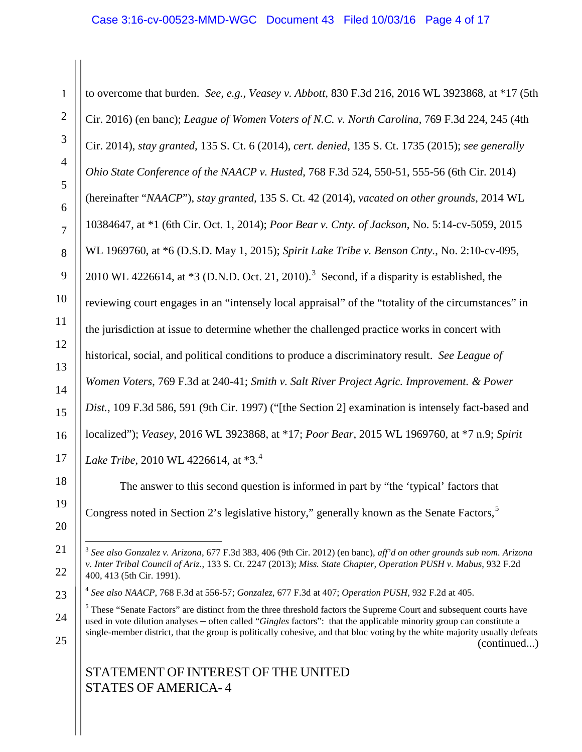to overcome that burden. *See, e.g.*, *Veasey v. Abbott*, 830 F.3d 216, 2016 WL 3923868, at *17 (5th Cir. 2016) (en banc); *League of Women Voters of N.C. v. North Carolina*, 769 F.3d 224, 245 (4th Cir. 2014), *stay granted*, 135 S. Ct. 6 (2014), *cert. denied*, 135 S. Ct. 1735 (2015); *see generally Ohio State Conference of the NAACP v. Husted*, 768 F.3d 524, 550-51, 555-56 (6th Cir. 2014) (hereinafter "*NAACP*"), *stay granted*, 135 S. Ct. 42 (2014), *vacated on other grounds*, 2014 WL 10384647, at *1 (6th Cir. Oct. 1, 2014); *Poor Bear v. Cnty. of Jackson*, No. 5:14-cv-5059, 2015 WL 1969760, at *6 (D.S.D. May 1, 2015); *Spirit Lake Tribe v. Benson Cnty.*, No. 2:10-cv-095, 2010 WL 4226614, at *3 (D.N.D. Oct. 21, 2010).[3] Second, if a disparity is established, the reviewing court engages in an "intensely local appraisal" of the "totality of the circumstances" in the jurisdiction at issue to determine whether the challenged practice works in concert with historical, social, and political conditions to produce a discriminatory result. *See League of Women Voters*, 769 F.3d at 240-41; *Smith v. Salt River Project Agric. Improvement. & Power Dist.*, 109 F.3d 586, 591 (9th Cir. 1997) ("[the Section 2] examination is intensely fact-based and localized"); *Veasey*, 2016 WL 3923868, at *17; *Poor Bear*, 2015 WL 1969760, at *7 n.9; *Spirit Lake Tribe*, 2010 WL 4226614, at *3.[4]

The answer to this second question is informed in part by "the 'typical' factors that Congress noted in Section 2's legislative history," generally known as the Senate Factors,[5]

---

[3] *See also Gonzalez v. Arizona*, 677 F.3d 383, 406 (9th Cir. 2012) (en banc), *aff'd on other grounds sub nom. Arizona v. Inter Tribal Council of Ariz.*, 133 S. Ct. 2247 (2013); *Miss. State Chapter, Operation PUSH v. Mabus*, 932 F.2d 400, 413 (5th Cir. 1991).

[4] *See also NAACP*, 768 F.3d at 556-57; *Gonzalez*, 677 F.3d at 407; *Operation PUSH*, 932 F.2d at 405.

[5] These "Senate Factors" are distinct from the three threshold factors the Supreme Court and subsequent courts have used in vote dilution analyses – often called "*Gingles* factors": that the applicable minority group can constitute a single-member district, that the group is politically cohesive, and that bloc voting by the white majority usually defeats (continued...)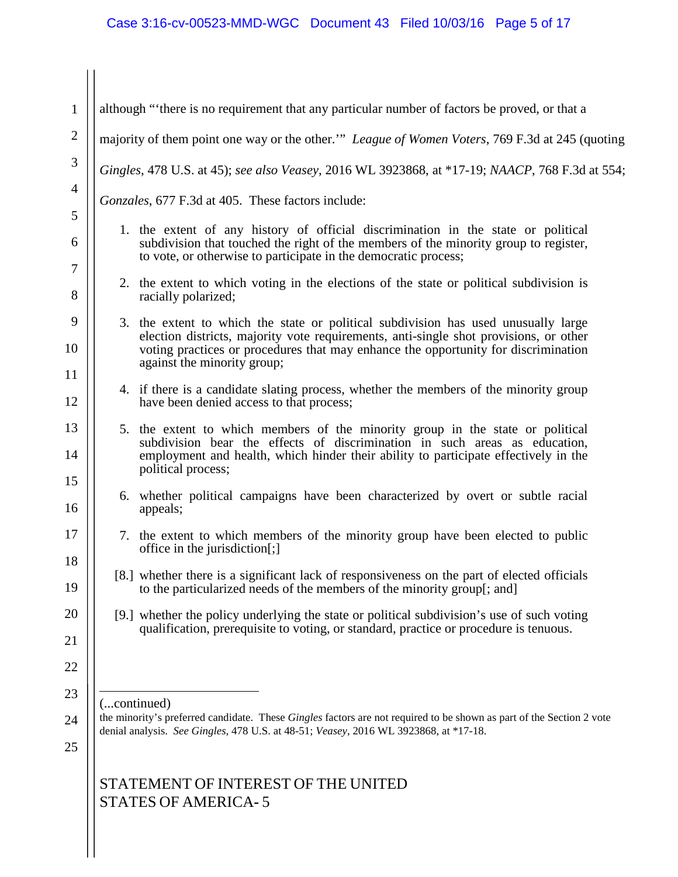although "'there is no requirement that any particular number of factors be proved, or that a majority of them point one way or the other.'" *League of Women Voters*, 769 F.3d at 245 (quoting *Gingles*, 478 U.S. at 45); *see also Veasey*, 2016 WL 3923868, at *17-19; *NAACP*, 768 F.3d at 554; *Gonzales*, 677 F.3d at 405. These factors include:

> 1. the extent of any history of official discrimination in the state or political subdivision that touched the right of the members of the minority group to register, to vote, or otherwise to participate in the democratic process;
>
> 2. the extent to which voting in the elections of the state or political subdivision is racially polarized;
>
> 3. the extent to which the state or political subdivision has used unusually large election districts, majority vote requirements, anti-single shot provisions, or other voting practices or procedures that may enhance the opportunity for discrimination against the minority group;
>
> 4. if there is a candidate slating process, whether the members of the minority group have been denied access to that process;
>
> 5. the extent to which members of the minority group in the state or political subdivision bear the effects of discrimination in such areas as education, employment and health, which hinder their ability to participate effectively in the political process;
>
> 6. whether political campaigns have been characterized by overt or subtle racial appeals;
>
> 7. the extent to which members of the minority group have been elected to public office in the jurisdiction[;]
>
> [8.] whether there is a significant lack of responsiveness on the part of elected officials to the particularized needs of the members of the minority group[; and]
>
> [9.] whether the policy underlying the state or political subdivision's use of such voting qualification, prerequisite to voting, or standard, practice or procedure is tenuous.

---

(...continued)
the minority's preferred candidate. These *Gingles* factors are not required to be shown as part of the Section 2 vote denial analysis. *See Gingles,* 478 U.S. at 48-51; *Veasey*, 2016 WL 3923868, at *17-18.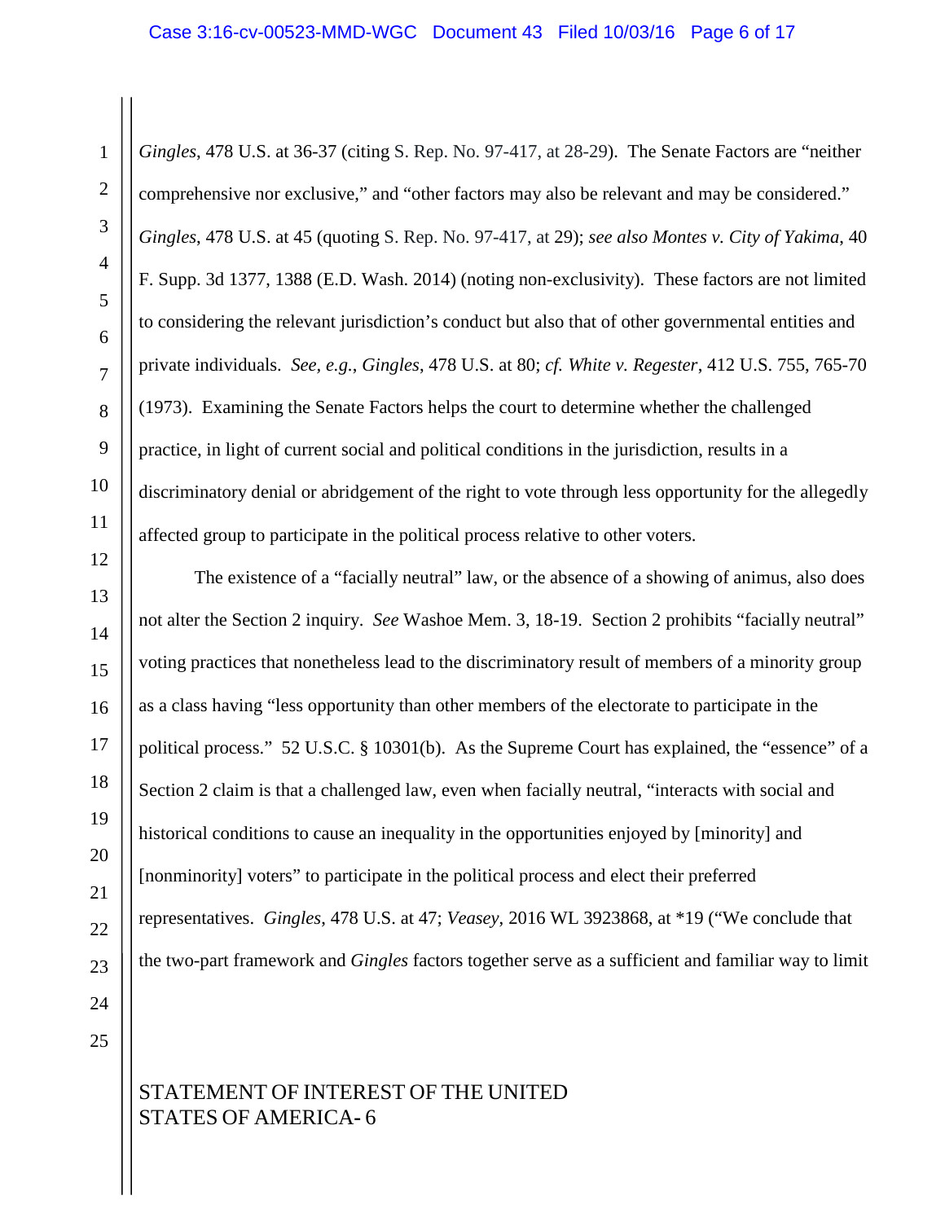*Gingles*, 478 U.S. at 36-37 (citing S. Rep. No. 97-417, at 28-29). The Senate Factors are "neither comprehensive nor exclusive," and "other factors may also be relevant and may be considered." *Gingles*, 478 U.S. at 45 (quoting S. Rep. No. 97-417, at 29); *see also Montes v. City of Yakima*, 40 F. Supp. 3d 1377, 1388 (E.D. Wash. 2014) (noting non-exclusivity). These factors are not limited to considering the relevant jurisdiction's conduct but also that of other governmental entities and private individuals. *See, e.g.*, *Gingles*, 478 U.S. at 80; *cf. White v. Regester*, 412 U.S. 755, 765-70 (1973). Examining the Senate Factors helps the court to determine whether the challenged practice, in light of current social and political conditions in the jurisdiction, results in a discriminatory denial or abridgement of the right to vote through less opportunity for the allegedly affected group to participate in the political process relative to other voters.

The existence of a "facially neutral" law, or the absence of a showing of animus, also does not alter the Section 2 inquiry. *See* Washoe Mem. 3, 18-19. Section 2 prohibits "facially neutral" voting practices that nonetheless lead to the discriminatory result of members of a minority group as a class having "less opportunity than other members of the electorate to participate in the political process." 52 U.S.C. § 10301(b). As the Supreme Court has explained, the "essence" of a Section 2 claim is that a challenged law, even when facially neutral, "interacts with social and historical conditions to cause an inequality in the opportunities enjoyed by [minority] and [nonminority] voters" to participate in the political process and elect their preferred representatives. *Gingles*, 478 U.S. at 47; *Veasey*, 2016 WL 3923868, at *19 ("We conclude that the two-part framework and *Gingles* factors together serve as a sufficient and familiar way to limit

STATEMENT OF INTEREST OF THE UNITED STATES OF AMERICA- 6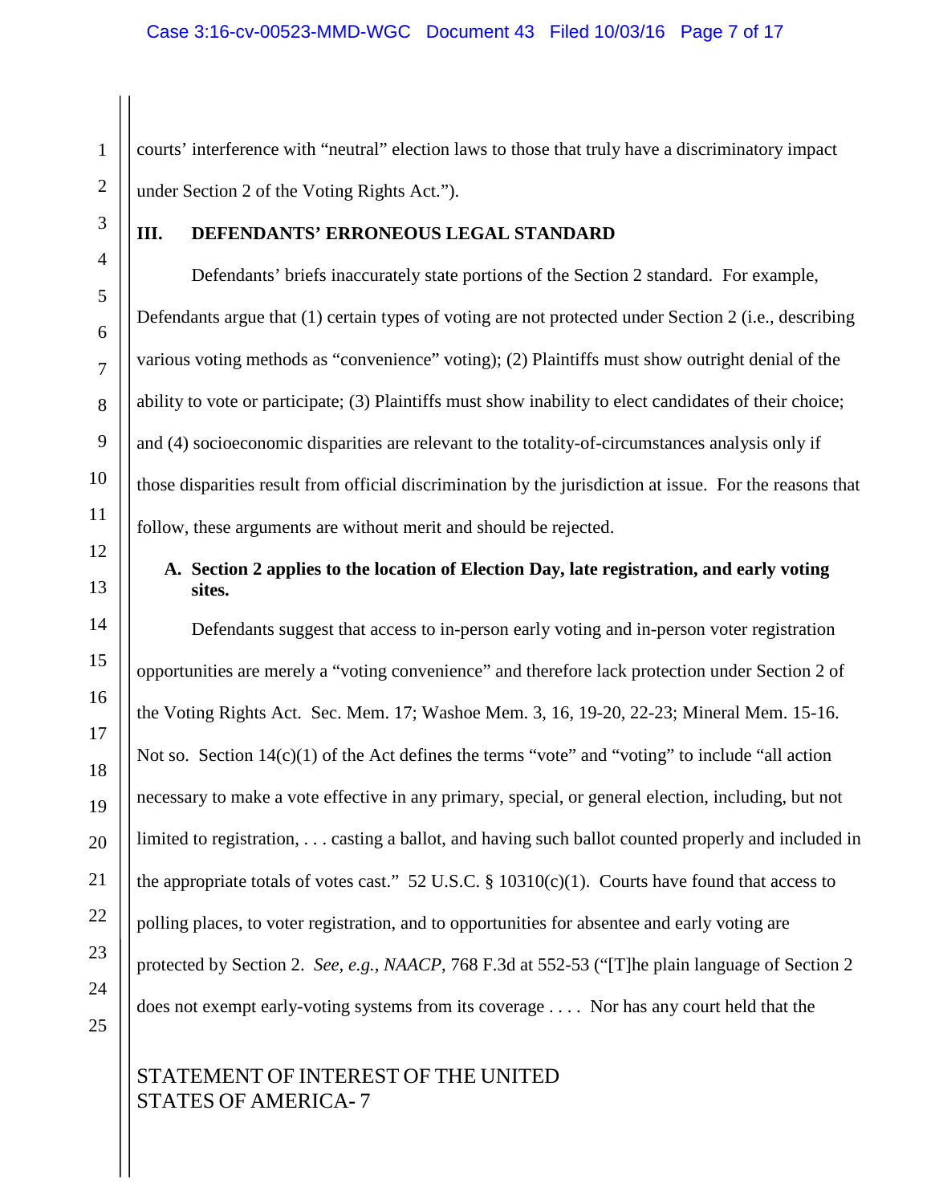courts' interference with "neutral" election laws to those that truly have a discriminatory impact under Section 2 of the Voting Rights Act.").

## III. DEFENDANTS' ERRONEOUS LEGAL STANDARD

Defendants' briefs inaccurately state portions of the Section 2 standard. For example, Defendants argue that (1) certain types of voting are not protected under Section 2 (i.e., describing various voting methods as "convenience" voting); (2) Plaintiffs must show outright denial of the ability to vote or participate; (3) Plaintiffs must show inability to elect candidates of their choice; and (4) socioeconomic disparities are relevant to the totality-of-circumstances analysis only if those disparities result from official discrimination by the jurisdiction at issue. For the reasons that follow, these arguments are without merit and should be rejected.

### A. Section 2 applies to the location of Election Day, late registration, and early voting sites.

Defendants suggest that access to in-person early voting and in-person voter registration opportunities are merely a "voting convenience" and therefore lack protection under Section 2 of the Voting Rights Act. Sec. Mem. 17; Washoe Mem. 3, 16, 19-20, 22-23; Mineral Mem. 15-16. Not so. Section 14(c)(1) of the Act defines the terms "vote" and "voting" to include "all action necessary to make a vote effective in any primary, special, or general election, including, but not limited to registration, . . . casting a ballot, and having such ballot counted properly and included in the appropriate totals of votes cast." 52 U.S.C. § 10310(c)(1). Courts have found that access to polling places, to voter registration, and to opportunities for absentee and early voting are protected by Section 2. *See, e.g., NAACP*, 768 F.3d at 552-53 ("[T]he plain language of Section 2 does not exempt early-voting systems from its coverage . . . . Nor has any court held that the

STATEMENT OF INTEREST OF THE UNITED STATES OF AMERICA- 7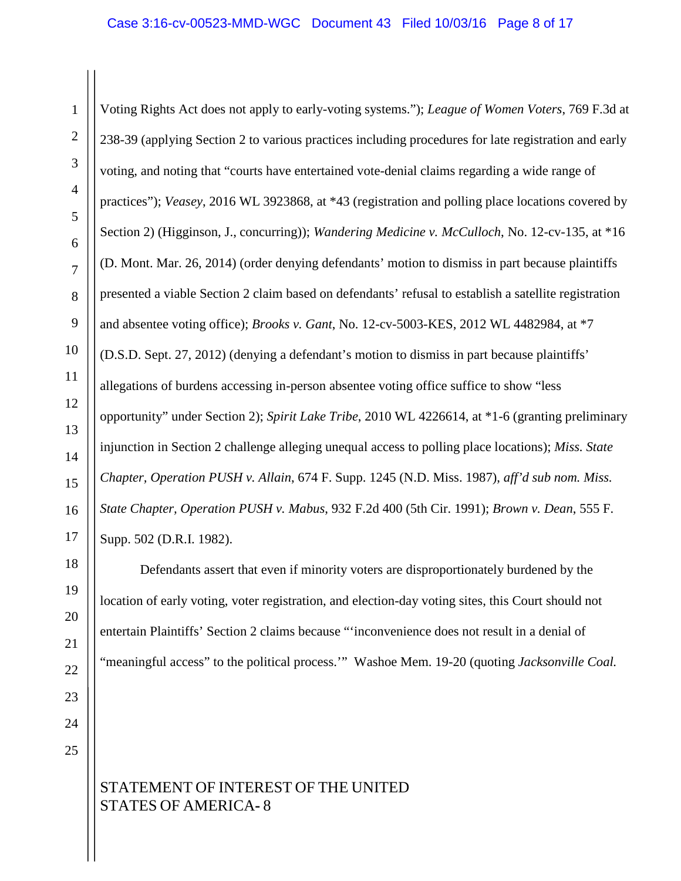Voting Rights Act does not apply to early-voting systems."); *League of Women Voters*, 769 F.3d at 238-39 (applying Section 2 to various practices including procedures for late registration and early voting, and noting that "courts have entertained vote-denial claims regarding a wide range of practices"); *Veasey*, 2016 WL 3923868, at *43 (registration and polling place locations covered by Section 2) (Higginson, J., concurring)); *Wandering Medicine v. McCulloch*, No. 12-cv-135, at *16 (D. Mont. Mar. 26, 2014) (order denying defendants' motion to dismiss in part because plaintiffs presented a viable Section 2 claim based on defendants' refusal to establish a satellite registration and absentee voting office); *Brooks v. Gant*, No. 12-cv-5003-KES, 2012 WL 4482984, at *7 (D.S.D. Sept. 27, 2012) (denying a defendant's motion to dismiss in part because plaintiffs' allegations of burdens accessing in-person absentee voting office suffice to show "less opportunity" under Section 2); *Spirit Lake Tribe*, 2010 WL 4226614, at *1-6 (granting preliminary injunction in Section 2 challenge alleging unequal access to polling place locations); *Miss. State Chapter, Operation PUSH v. Allain*, 674 F. Supp. 1245 (N.D. Miss. 1987), *aff'd sub nom. Miss. State Chapter, Operation PUSH v. Mabus*, 932 F.2d 400 (5th Cir. 1991); *Brown v. Dean*, 555 F. Supp. 502 (D.R.I. 1982).

Defendants assert that even if minority voters are disproportionately burdened by the location of early voting, voter registration, and election-day voting sites, this Court should not entertain Plaintiffs' Section 2 claims because "'inconvenience does not result in a denial of "meaningful access" to the political process.'" Washoe Mem. 19-20 (quoting *Jacksonville Coal.*

STATEMENT OF INTEREST OF THE UNITED STATES OF AMERICA- 8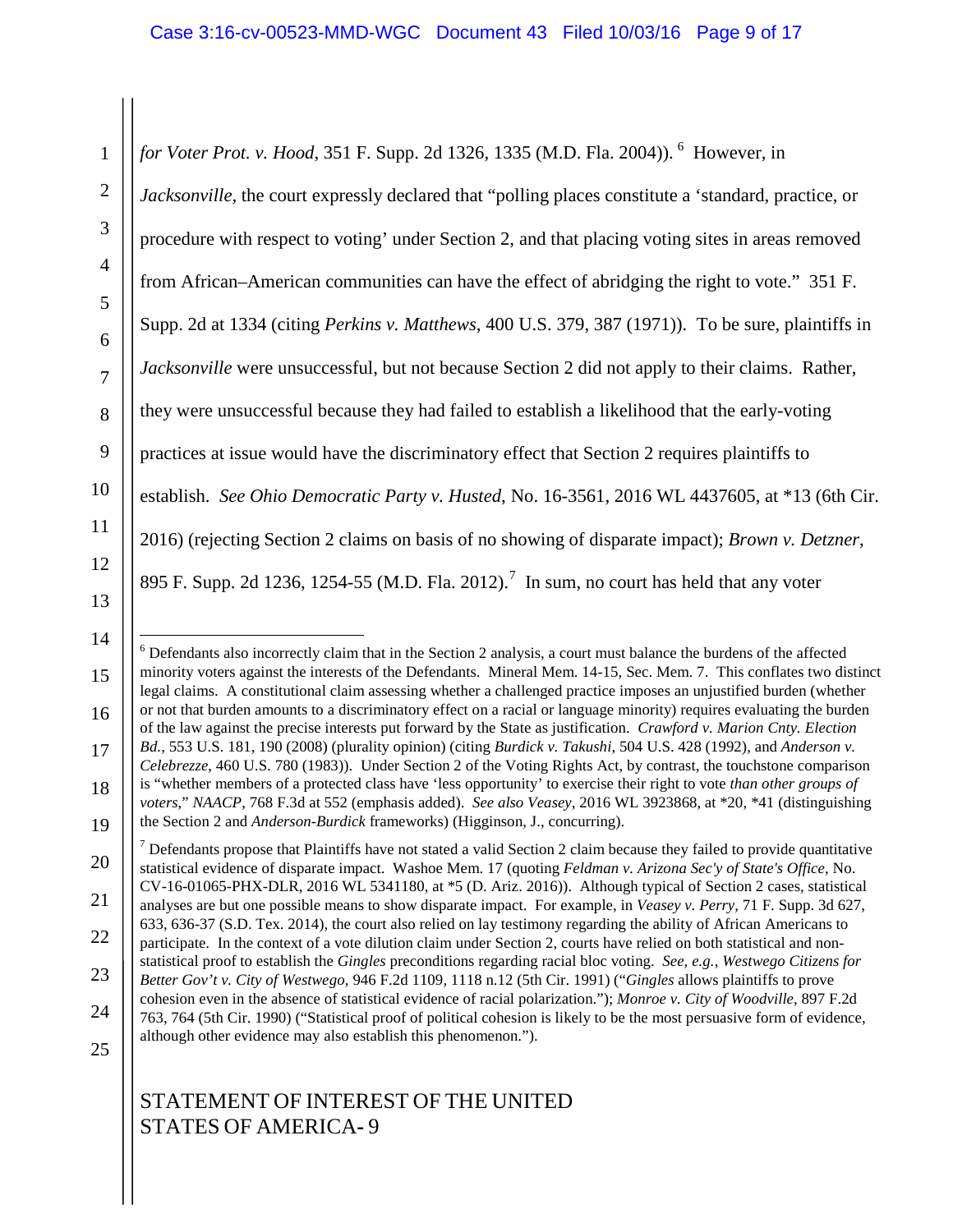*for Voter Prot. v. Hood*, 351 F. Supp. 2d 1326, 1335 (M.D. Fla. 2004)).[6] However, in *Jacksonville*, the court expressly declared that "polling places constitute a 'standard, practice, or procedure with respect to voting' under Section 2, and that placing voting sites in areas removed from African–American communities can have the effect of abridging the right to vote." 351 F. Supp. 2d at 1334 (citing *Perkins v. Matthews*, 400 U.S. 379, 387 (1971)). To be sure, plaintiffs in *Jacksonville* were unsuccessful, but not because Section 2 did not apply to their claims. Rather, they were unsuccessful because they had failed to establish a likelihood that the early-voting practices at issue would have the discriminatory effect that Section 2 requires plaintiffs to establish. *See Ohio Democratic Party v. Husted*, No. 16-3561, 2016 WL 4437605, at *13 (6th Cir. 2016) (rejecting Section 2 claims on basis of no showing of disparate impact); *Brown v. Detzner*, 895 F. Supp. 2d 1236, 1254-55 (M.D. Fla. 2012).[7] In sum, no court has held that any voter

---

[6] Defendants also incorrectly claim that in the Section 2 analysis, a court must balance the burdens of the affected minority voters against the interests of the Defendants. Mineral Mem. 14-15, Sec. Mem. 7. This conflates two distinct legal claims. A constitutional claim assessing whether a challenged practice imposes an unjustified burden (whether or not that burden amounts to a discriminatory effect on a racial or language minority) requires evaluating the burden of the law against the precise interests put forward by the State as justification. *Crawford v. Marion Cnty. Election Bd.*, 553 U.S. 181, 190 (2008) (plurality opinion) (citing *Burdick v. Takushi*, 504 U.S. 428 (1992), and *Anderson v. Celebrezze*, 460 U.S. 780 (1983)). Under Section 2 of the Voting Rights Act, by contrast, the touchstone comparison is "whether members of a protected class have 'less opportunity' to exercise their right to vote *than other groups of voters*," *NAACP*, 768 F.3d at 552 (emphasis added). *See also Veasey*, 2016 WL 3923868, at *20, *41 (distinguishing the Section 2 and *Anderson-Burdick* frameworks) (Higginson, J., concurring).

[7] Defendants propose that Plaintiffs have not stated a valid Section 2 claim because they failed to provide quantitative statistical evidence of disparate impact. Washoe Mem. 17 (quoting *Feldman v. Arizona Sec'y of State's Office*, No. CV-16-01065-PHX-DLR, 2016 WL 5341180, at *5 (D. Ariz. 2016)). Although typical of Section 2 cases, statistical analyses are but one possible means to show disparate impact. For example, in *Veasey v. Perry*, 71 F. Supp. 3d 627, 633, 636-37 (S.D. Tex. 2014), the court also relied on lay testimony regarding the ability of African Americans to participate. In the context of a vote dilution claim under Section 2, courts have relied on both statistical and non-statistical proof to establish the *Gingles* preconditions regarding racial bloc voting. *See, e.g.*, *Westwego Citizens for Better Gov't v. City of Westwego*, 946 F.2d 1109, 1118 n.12 (5th Cir. 1991) ("*Gingles* allows plaintiffs to prove cohesion even in the absence of statistical evidence of racial polarization."); *Monroe v. City of Woodville*, 897 F.2d 763, 764 (5th Cir. 1990) ("Statistical proof of political cohesion is likely to be the most persuasive form of evidence, although other evidence may also establish this phenomenon.").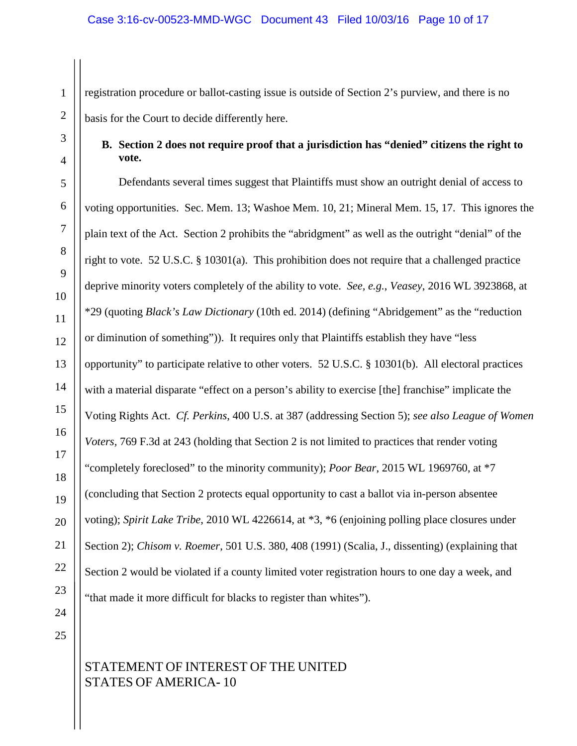registration procedure or ballot-casting issue is outside of Section 2's purview, and there is no basis for the Court to decide differently here.

### B. Section 2 does not require proof that a jurisdiction has "denied" citizens the right to vote.

Defendants several times suggest that Plaintiffs must show an outright denial of access to voting opportunities. Sec. Mem. 13; Washoe Mem. 10, 21; Mineral Mem. 15, 17. This ignores the plain text of the Act. Section 2 prohibits the "abridgment" as well as the outright "denial" of the right to vote. 52 U.S.C. § 10301(a). This prohibition does not require that a challenged practice deprive minority voters completely of the ability to vote. *See, e.g.*, *Veasey*, 2016 WL 3923868, at *29 (quoting *Black's Law Dictionary* (10th ed. 2014) (defining "Abridgement" as the "reduction or diminution of something")). It requires only that Plaintiffs establish they have "less opportunity" to participate relative to other voters. 52 U.S.C. § 10301(b). All electoral practices with a material disparate "effect on a person's ability to exercise [the] franchise" implicate the Voting Rights Act. *Cf. Perkins*, 400 U.S. at 387 (addressing Section 5); *see also League of Women Voters*, 769 F.3d at 243 (holding that Section 2 is not limited to practices that render voting "completely foreclosed" to the minority community); *Poor Bear*, 2015 WL 1969760, at *7 (concluding that Section 2 protects equal opportunity to cast a ballot via in-person absentee voting); *Spirit Lake Tribe*, 2010 WL 4226614, at *3, *6 (enjoining polling place closures under Section 2); *Chisom v. Roemer*, 501 U.S. 380, 408 (1991) (Scalia, J., dissenting) (explaining that Section 2 would be violated if a county limited voter registration hours to one day a week, and "that made it more difficult for blacks to register than whites").

STATEMENT OF INTEREST OF THE UNITED STATES OF AMERICA- 10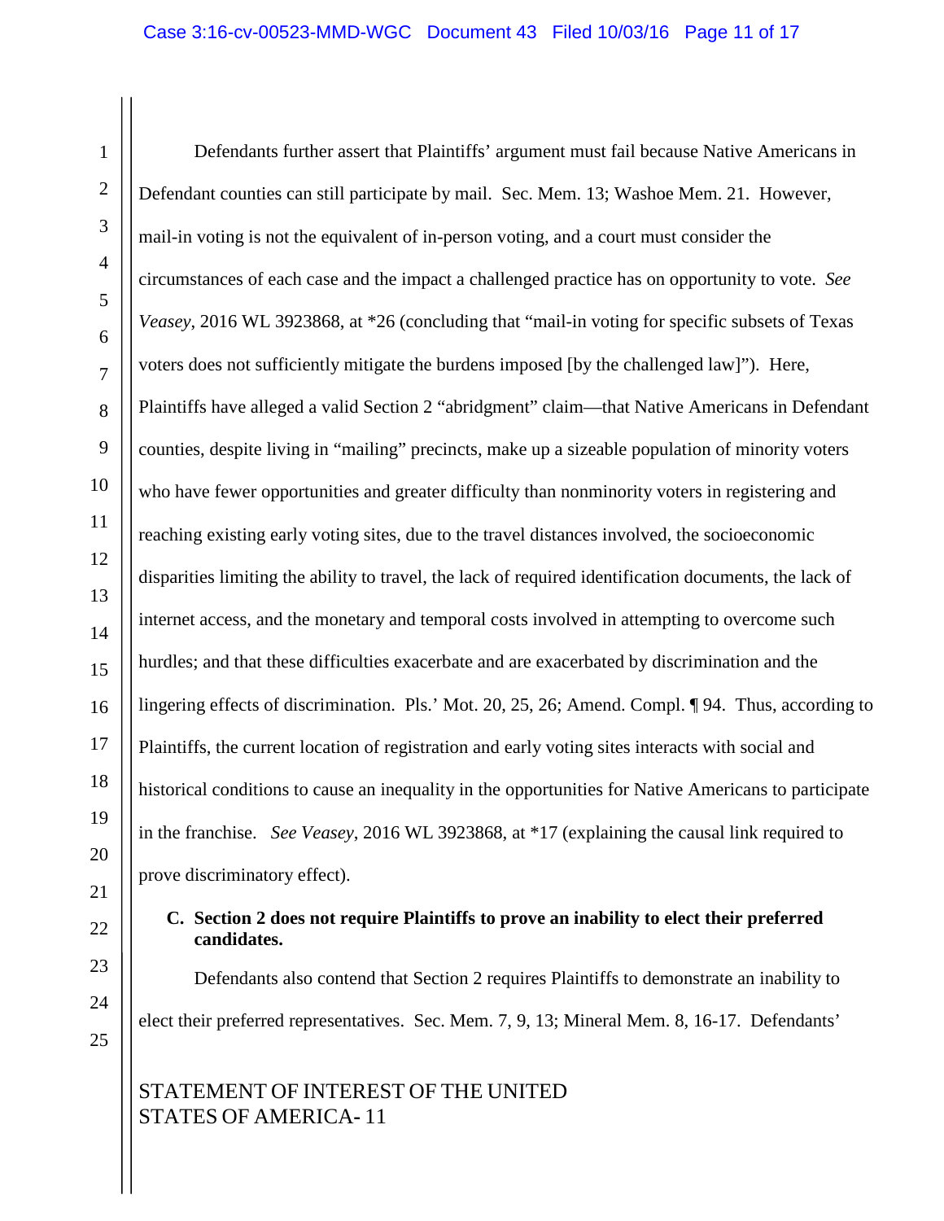Defendants further assert that Plaintiffs' argument must fail because Native Americans in Defendant counties can still participate by mail. Sec. Mem. 13; Washoe Mem. 21. However, mail-in voting is not the equivalent of in-person voting, and a court must consider the circumstances of each case and the impact a challenged practice has on opportunity to vote. *See Veasey*, 2016 WL 3923868, at *26 (concluding that "mail-in voting for specific subsets of Texas voters does not sufficiently mitigate the burdens imposed [by the challenged law]"). Here, Plaintiffs have alleged a valid Section 2 "abridgment" claim—that Native Americans in Defendant counties, despite living in "mailing" precincts, make up a sizeable population of minority voters who have fewer opportunities and greater difficulty than nonminority voters in registering and reaching existing early voting sites, due to the travel distances involved, the socioeconomic disparities limiting the ability to travel, the lack of required identification documents, the lack of internet access, and the monetary and temporal costs involved in attempting to overcome such hurdles; and that these difficulties exacerbate and are exacerbated by discrimination and the lingering effects of discrimination. Pls.' Mot. 20, 25, 26; Amend. Compl. ¶ 94. Thus, according to Plaintiffs, the current location of registration and early voting sites interacts with social and historical conditions to cause an inequality in the opportunities for Native Americans to participate in the franchise. *See Veasey*, 2016 WL 3923868, at *17 (explaining the causal link required to prove discriminatory effect).

### C. Section 2 does not require Plaintiffs to prove an inability to elect their preferred candidates.

Defendants also contend that Section 2 requires Plaintiffs to demonstrate an inability to elect their preferred representatives. Sec. Mem. 7, 9, 13; Mineral Mem. 8, 16-17. Defendants'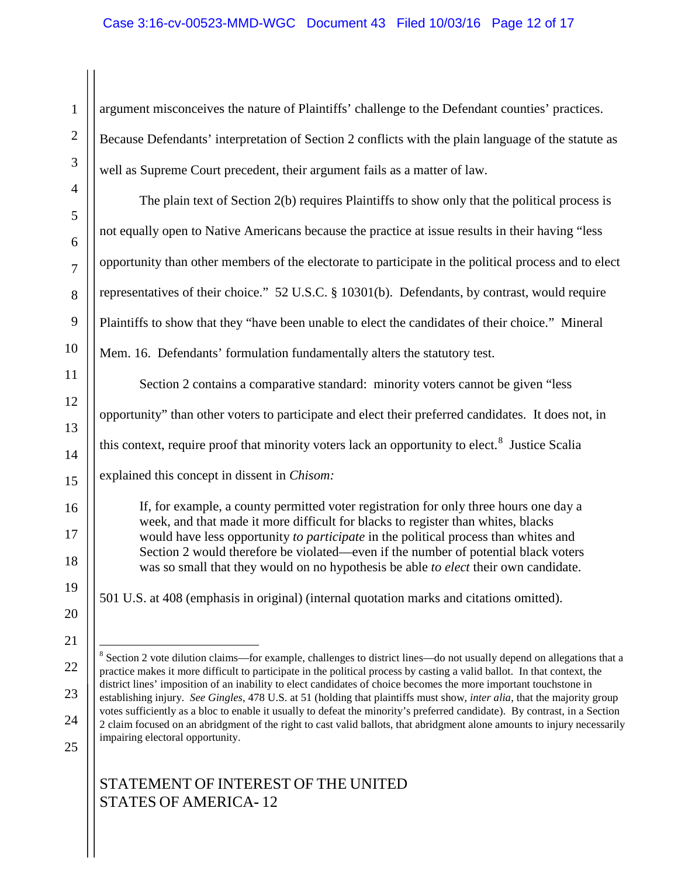argument misconceives the nature of Plaintiffs' challenge to the Defendant counties' practices. Because Defendants' interpretation of Section 2 conflicts with the plain language of the statute as well as Supreme Court precedent, their argument fails as a matter of law.

The plain text of Section 2(b) requires Plaintiffs to show only that the political process is not equally open to Native Americans because the practice at issue results in their having "less opportunity than other members of the electorate to participate in the political process and to elect representatives of their choice." 52 U.S.C. § 10301(b). Defendants, by contrast, would require Plaintiffs to show that they "have been unable to elect the candidates of their choice." Mineral Mem. 16. Defendants' formulation fundamentally alters the statutory test.

Section 2 contains a comparative standard: minority voters cannot be given "less opportunity" than other voters to participate and elect their preferred candidates. It does not, in this context, require proof that minority voters lack an opportunity to elect.[8] Justice Scalia explained this concept in dissent in *Chisom:*

> If, for example, a county permitted voter registration for only three hours one day a week, and that made it more difficult for blacks to register than whites, blacks would have less opportunity *to participate* in the political process than whites and Section 2 would therefore be violated—even if the number of potential black voters was so small that they would on no hypothesis be able *to elect* their own candidate.

501 U.S. at 408 (emphasis in original) (internal quotation marks and citations omitted).

---

[8] Section 2 vote dilution claims—for example, challenges to district lines—do not usually depend on allegations that a practice makes it more difficult to participate in the political process by casting a valid ballot. In that context, the district lines' imposition of an inability to elect candidates of choice becomes the more important touchstone in establishing injury. *See Gingles*, 478 U.S. at 51 (holding that plaintiffs must show, *inter alia*, that the majority group votes sufficiently as a bloc to enable it usually to defeat the minority's preferred candidate). By contrast, in a Section 2 claim focused on an abridgment of the right to cast valid ballots, that abridgment alone amounts to injury necessarily impairing electoral opportunity.

STATEMENT OF INTEREST OF THE UNITED STATES OF AMERICA- 12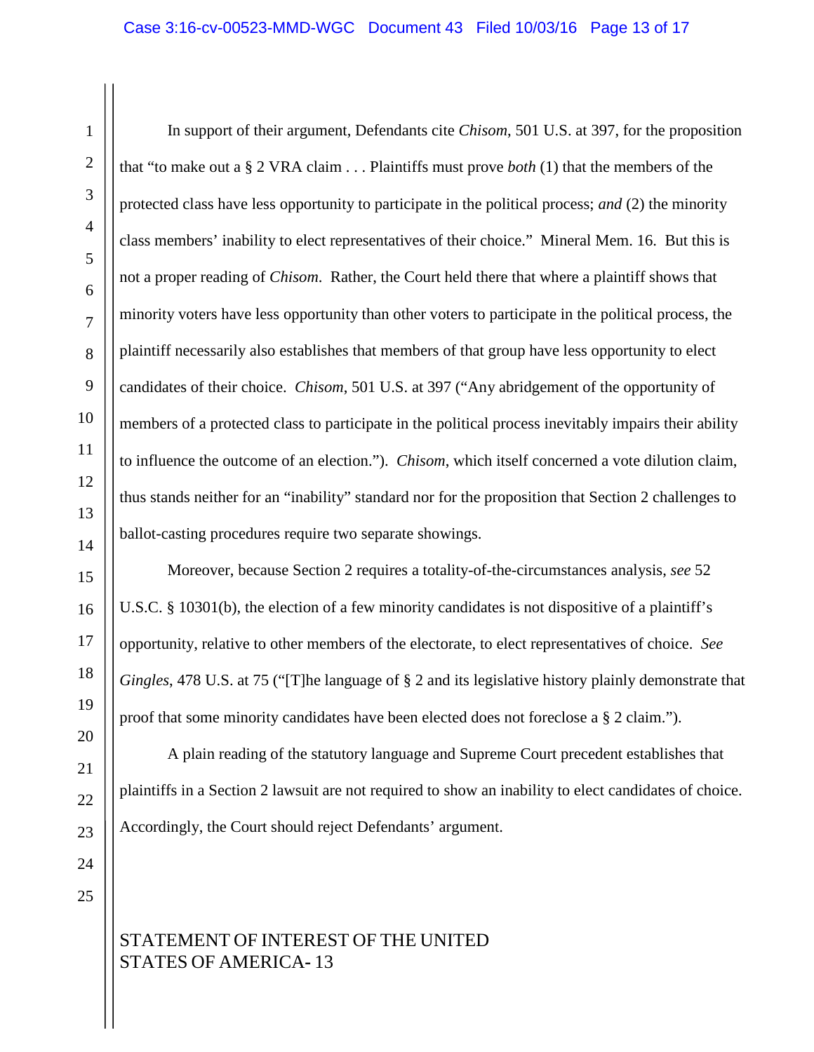In support of their argument, Defendants cite *Chisom*, 501 U.S. at 397, for the proposition that "to make out a § 2 VRA claim . . . Plaintiffs must prove *both* (1) that the members of the protected class have less opportunity to participate in the political process; *and* (2) the minority class members' inability to elect representatives of their choice." Mineral Mem. 16. But this is not a proper reading of *Chisom*. Rather, the Court held there that where a plaintiff shows that minority voters have less opportunity than other voters to participate in the political process, the plaintiff necessarily also establishes that members of that group have less opportunity to elect candidates of their choice. *Chisom*, 501 U.S. at 397 ("Any abridgement of the opportunity of members of a protected class to participate in the political process inevitably impairs their ability to influence the outcome of an election."). *Chisom*, which itself concerned a vote dilution claim, thus stands neither for an "inability" standard nor for the proposition that Section 2 challenges to ballot-casting procedures require two separate showings.

Moreover, because Section 2 requires a totality-of-the-circumstances analysis, *see* 52 U.S.C. § 10301(b), the election of a few minority candidates is not dispositive of a plaintiff's opportunity, relative to other members of the electorate, to elect representatives of choice. *See Gingles*, 478 U.S. at 75 ("[T]he language of § 2 and its legislative history plainly demonstrate that proof that some minority candidates have been elected does not foreclose a § 2 claim.").

A plain reading of the statutory language and Supreme Court precedent establishes that plaintiffs in a Section 2 lawsuit are not required to show an inability to elect candidates of choice. Accordingly, the Court should reject Defendants' argument.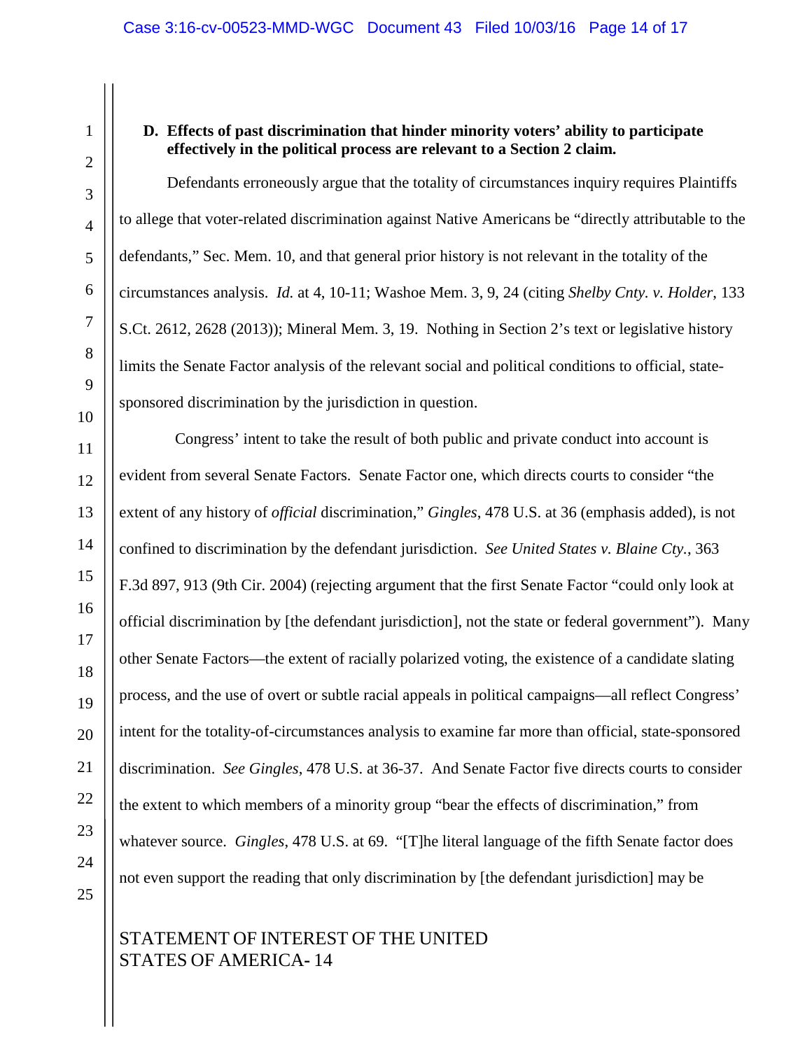**D. Effects of past discrimination that hinder minority voters' ability to participate effectively in the political process are relevant to a Section 2 claim.**

Defendants erroneously argue that the totality of circumstances inquiry requires Plaintiffs to allege that voter-related discrimination against Native Americans be "directly attributable to the defendants," Sec. Mem. 10, and that general prior history is not relevant in the totality of the circumstances analysis. *Id.* at 4, 10-11; Washoe Mem. 3, 9, 24 (citing *Shelby Cnty. v. Holder*, 133 S.Ct. 2612, 2628 (2013)); Mineral Mem. 3, 19. Nothing in Section 2's text or legislative history limits the Senate Factor analysis of the relevant social and political conditions to official, state-sponsored discrimination by the jurisdiction in question.

Congress' intent to take the result of both public and private conduct into account is evident from several Senate Factors. Senate Factor one, which directs courts to consider "the extent of any history of *official* discrimination," *Gingles*, 478 U.S. at 36 (emphasis added), is not confined to discrimination by the defendant jurisdiction. *See United States v. Blaine Cty.*, 363 F.3d 897, 913 (9th Cir. 2004) (rejecting argument that the first Senate Factor "could only look at official discrimination by [the defendant jurisdiction], not the state or federal government"). Many other Senate Factors—the extent of racially polarized voting, the existence of a candidate slating process, and the use of overt or subtle racial appeals in political campaigns—all reflect Congress' intent for the totality-of-circumstances analysis to examine far more than official, state-sponsored discrimination. *See Gingles*, 478 U.S. at 36-37. And Senate Factor five directs courts to consider the extent to which members of a minority group "bear the effects of discrimination," from whatever source. *Gingles*, 478 U.S. at 69. "[T]he literal language of the fifth Senate factor does not even support the reading that only discrimination by [the defendant jurisdiction] may be

STATEMENT OF INTEREST OF THE UNITED STATES OF AMERICA- 14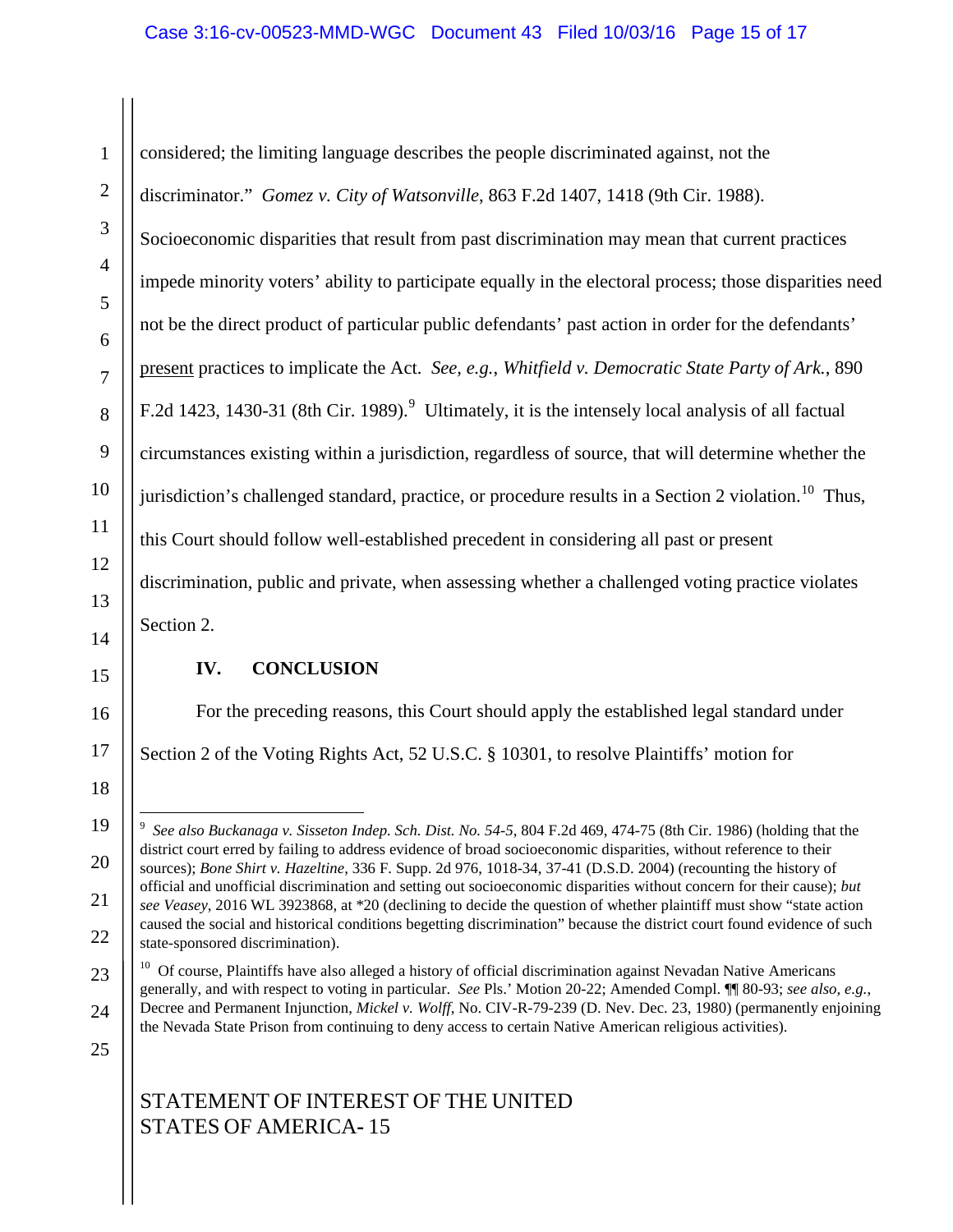considered; the limiting language describes the people discriminated against, not the discriminator." *Gomez v. City of Watsonville*, 863 F.2d 1407, 1418 (9th Cir. 1988). Socioeconomic disparities that result from past discrimination may mean that current practices impede minority voters' ability to participate equally in the electoral process; those disparities need not be the direct product of particular public defendants' past action in order for the defendants' present practices to implicate the Act. *See, e.g.*, *Whitfield v. Democratic State Party of Ark.*, 890 F.2d 1423, 1430-31 (8th Cir. 1989).[9] Ultimately, it is the intensely local analysis of all factual circumstances existing within a jurisdiction, regardless of source, that will determine whether the jurisdiction's challenged standard, practice, or procedure results in a Section 2 violation.[10] Thus, this Court should follow well-established precedent in considering all past or present discrimination, public and private, when assessing whether a challenged voting practice violates Section 2.

## IV. CONCLUSION

For the preceding reasons, this Court should apply the established legal standard under Section 2 of the Voting Rights Act, 52 U.S.C. § 10301, to resolve Plaintiffs' motion for

---

[9] *See also Buckanaga v. Sisseton Indep. Sch. Dist. No. 54-5*, 804 F.2d 469, 474-75 (8th Cir. 1986) (holding that the district court erred by failing to address evidence of broad socioeconomic disparities, without reference to their sources); *Bone Shirt v. Hazeltine*, 336 F. Supp. 2d 976, 1018-34, 37-41 (D.S.D. 2004) (recounting the history of official and unofficial discrimination and setting out socioeconomic disparities without concern for their cause); *but see Veasey*, 2016 WL 3923868, at *20 (declining to decide the question of whether plaintiff must show "state action caused the social and historical conditions begetting discrimination" because the district court found evidence of such state-sponsored discrimination).

[10] Of course, Plaintiffs have also alleged a history of official discrimination against Nevadan Native Americans generally, and with respect to voting in particular. *See* Pls.' Motion 20-22; Amended Compl. ¶¶ 80-93; *see also, e.g.*, Decree and Permanent Injunction, *Mickel v. Wolff*, No. CIV-R-79-239 (D. Nev. Dec. 23, 1980) (permanently enjoining the Nevada State Prison from continuing to deny access to certain Native American religious activities).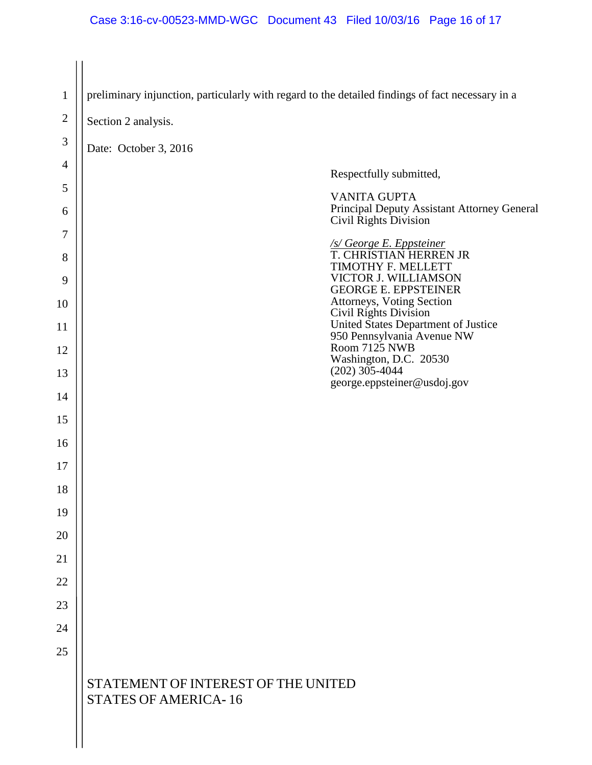preliminary injunction, particularly with regard to the detailed findings of fact necessary in a Section 2 analysis.

Date: October 3, 2016

Respectfully submitted,

VANITA GUPTA
Principal Deputy Assistant Attorney General
Civil Rights Division

*/s/ George E. Eppsteiner*
T. CHRISTIAN HERREN JR
TIMOTHY F. MELLETT
VICTOR J. WILLIAMSON
GEORGE E. EPPSTEINER
Attorneys, Voting Section
Civil Rights Division
United States Department of Justice
950 Pennsylvania Avenue NW
Room 7125 NWB
Washington, D.C. 20530
(202) 305-4044
george.eppsteiner@usdoj.gov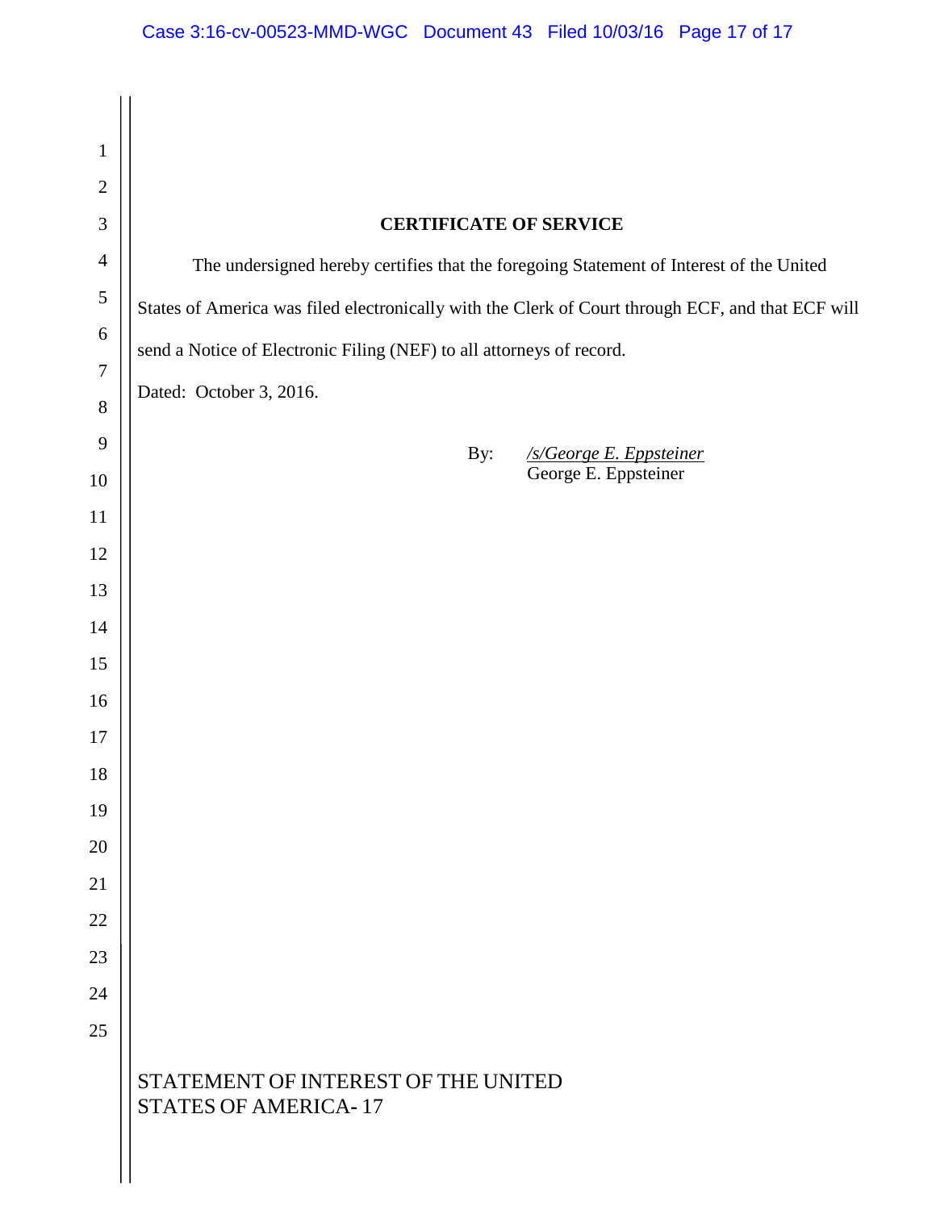**CERTIFICATE OF SERVICE**

The undersigned hereby certifies that the foregoing Statement of Interest of the United States of America was filed electronically with the Clerk of Court through ECF, and that ECF will send a Notice of Electronic Filing (NEF) to all attorneys of record.

Dated: October 3, 2016.

By: /s/George E. Eppsteiner
George E. Eppsteiner